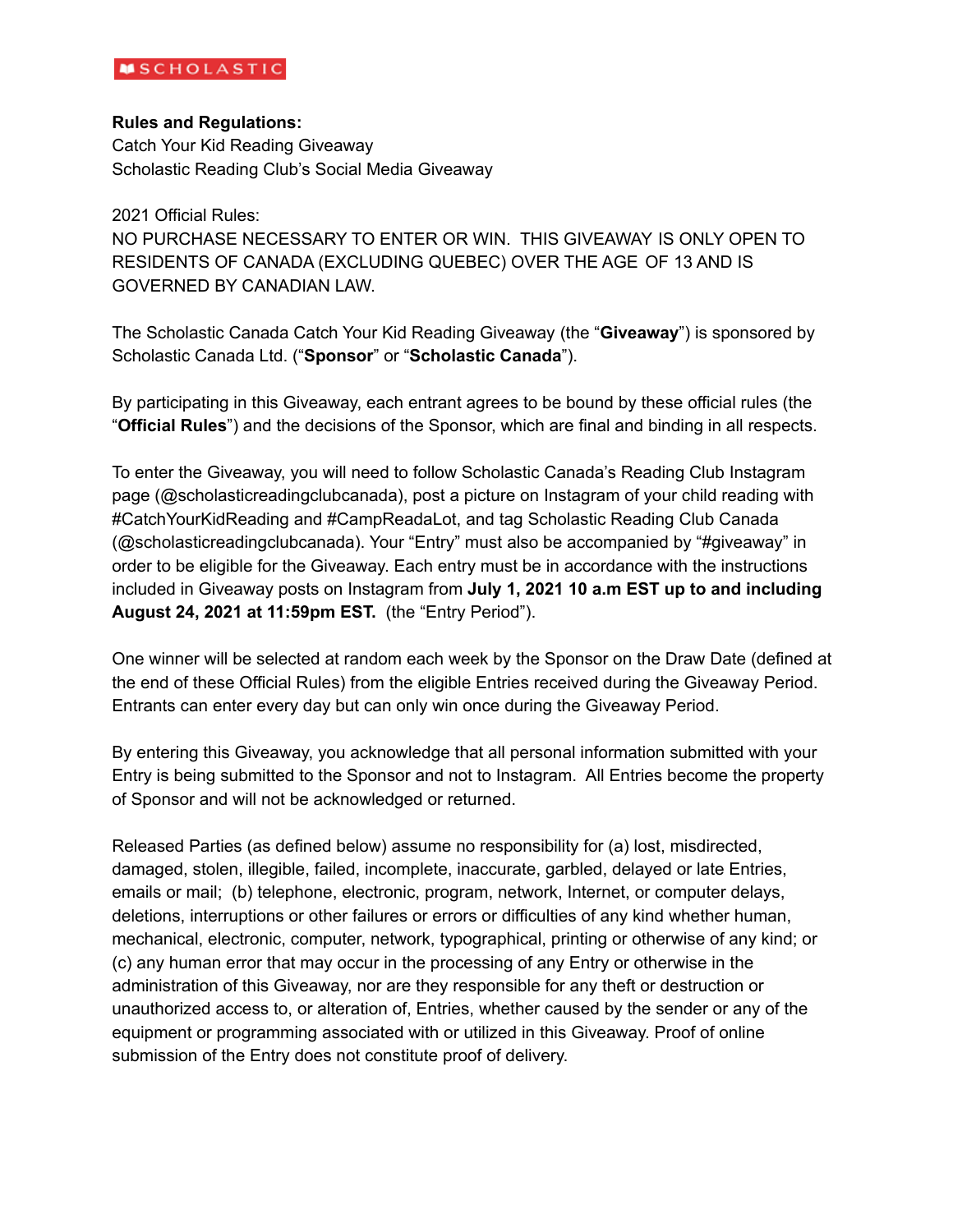SCHOLASTIC

**Rules and Regulations:**
Catch Your Kid Reading Giveaway
Scholastic Reading Club's Social Media Giveaway

2021 Official Rules:
NO PURCHASE NECESSARY TO ENTER OR WIN. THIS GIVEAWAY IS ONLY OPEN TO RESIDENTS OF CANADA (EXCLUDING QUEBEC) OVER THE AGE OF 13 AND IS GOVERNED BY CANADIAN LAW.

The Scholastic Canada Catch Your Kid Reading Giveaway (the "**Giveaway**") is sponsored by Scholastic Canada Ltd. ("**Sponsor**" or "**Scholastic Canada**").

By participating in this Giveaway, each entrant agrees to be bound by these official rules (the "**Official Rules**") and the decisions of the Sponsor, which are final and binding in all respects.

To enter the Giveaway, you will need to follow Scholastic Canada's Reading Club Instagram page (@scholasticreadingclubcanada), post a picture on Instagram of your child reading with #CatchYourKidReading and #CampReadaLot, and tag Scholastic Reading Club Canada (@scholasticreadingclubcanada). Your "Entry" must also be accompanied by "#giveaway" in order to be eligible for the Giveaway. Each entry must be in accordance with the instructions included in Giveaway posts on Instagram from **July 1, 2021 10 a.m EST up to and including August 24, 2021 at 11:59pm EST.** (the "Entry Period").

One winner will be selected at random each week by the Sponsor on the Draw Date (defined at the end of these Official Rules) from the eligible Entries received during the Giveaway Period. Entrants can enter every day but can only win once during the Giveaway Period.

By entering this Giveaway, you acknowledge that all personal information submitted with your Entry is being submitted to the Sponsor and not to Instagram. All Entries become the property of Sponsor and will not be acknowledged or returned.

Released Parties (as defined below) assume no responsibility for (a) lost, misdirected, damaged, stolen, illegible, failed, incomplete, inaccurate, garbled, delayed or late Entries, emails or mail; (b) telephone, electronic, program, network, Internet, or computer delays, deletions, interruptions or other failures or errors or difficulties of any kind whether human, mechanical, electronic, computer, network, typographical, printing or otherwise of any kind; or (c) any human error that may occur in the processing of any Entry or otherwise in the administration of this Giveaway, nor are they responsible for any theft or destruction or unauthorized access to, or alteration of, Entries, whether caused by the sender or any of the equipment or programming associated with or utilized in this Giveaway. Proof of online submission of the Entry does not constitute proof of delivery.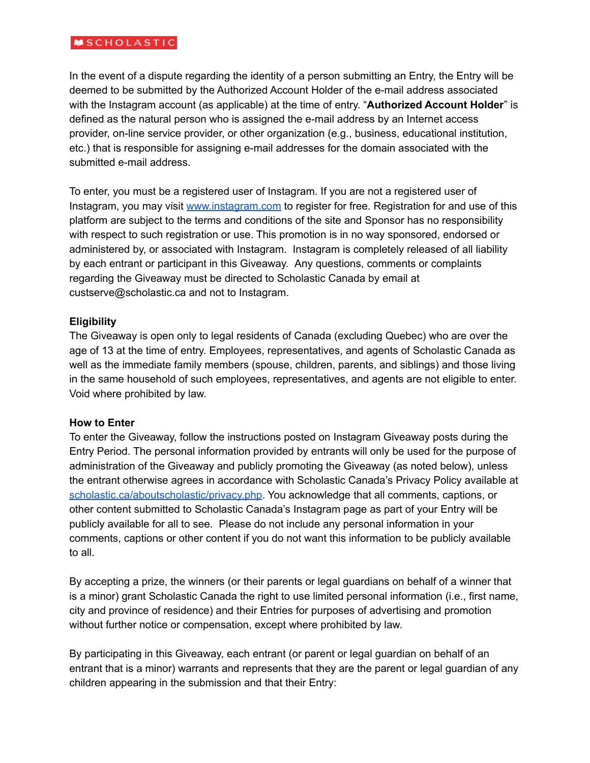In the event of a dispute regarding the identity of a person submitting an Entry, the Entry will be deemed to be submitted by the Authorized Account Holder of the e-mail address associated with the Instagram account (as applicable) at the time of entry. "**Authorized Account Holder**" is defined as the natural person who is assigned the e-mail address by an Internet access provider, on-line service provider, or other organization (e.g., business, educational institution, etc.) that is responsible for assigning e-mail addresses for the domain associated with the submitted e-mail address.

To enter, you must be a registered user of Instagram. If you are not a registered user of Instagram, you may visit [www.instagram.com](http://www.instagram.com) to register for free. Registration for and use of this platform are subject to the terms and conditions of the site and Sponsor has no responsibility with respect to such registration or use. This promotion is in no way sponsored, endorsed or administered by, or associated with Instagram. Instagram is completely released of all liability by each entrant or participant in this Giveaway. Any questions, comments or complaints regarding the Giveaway must be directed to Scholastic Canada by email at custserve@scholastic.ca and not to Instagram.

**Eligibility**
The Giveaway is open only to legal residents of Canada (excluding Quebec) who are over the age of 13 at the time of entry. Employees, representatives, and agents of Scholastic Canada as well as the immediate family members (spouse, children, parents, and siblings) and those living in the same household of such employees, representatives, and agents are not eligible to enter. Void where prohibited by law.

**How to Enter**
To enter the Giveaway, follow the instructions posted on Instagram Giveaway posts during the Entry Period. The personal information provided by entrants will only be used for the purpose of administration of the Giveaway and publicly promoting the Giveaway (as noted below), unless the entrant otherwise agrees in accordance with Scholastic Canada's Privacy Policy available at [scholastic.ca/aboutscholastic/privacy.php](http://scholastic.ca/aboutscholastic/privacy.php). You acknowledge that all comments, captions, or other content submitted to Scholastic Canada's Instagram page as part of your Entry will be publicly available for all to see. Please do not include any personal information in your comments, captions or other content if you do not want this information to be publicly available to all.

By accepting a prize, the winners (or their parents or legal guardians on behalf of a winner that is a minor) grant Scholastic Canada the right to use limited personal information (i.e., first name, city and province of residence) and their Entries for purposes of advertising and promotion without further notice or compensation, except where prohibited by law.

By participating in this Giveaway, each entrant (or parent or legal guardian on behalf of an entrant that is a minor) warrants and represents that they are the parent or legal guardian of any children appearing in the submission and that their Entry: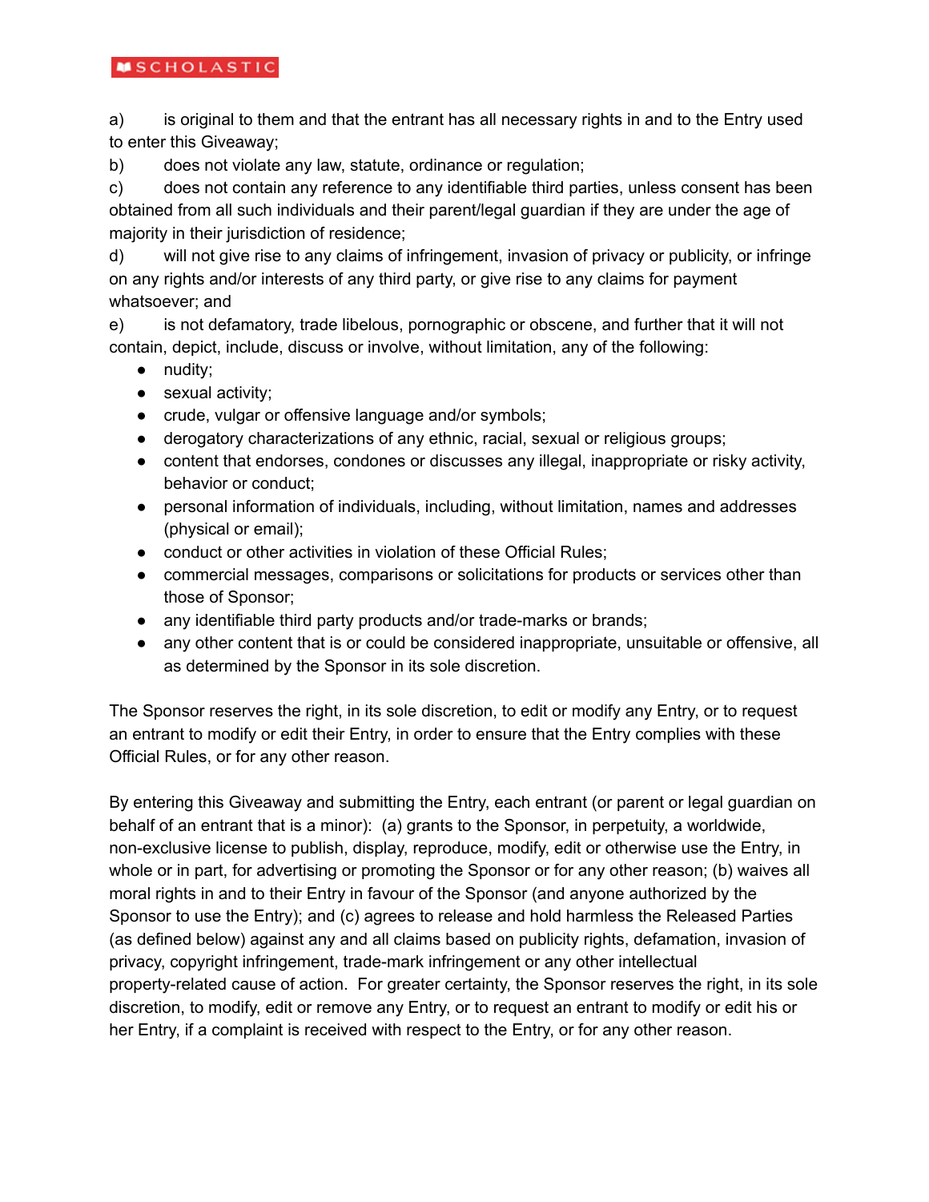a) is original to them and that the entrant has all necessary rights in and to the Entry used to enter this Giveaway;

b) does not violate any law, statute, ordinance or regulation;

c) does not contain any reference to any identifiable third parties, unless consent has been obtained from all such individuals and their parent/legal guardian if they are under the age of majority in their jurisdiction of residence;

d) will not give rise to any claims of infringement, invasion of privacy or publicity, or infringe on any rights and/or interests of any third party, or give rise to any claims for payment whatsoever; and

e) is not defamatory, trade libelous, pornographic or obscene, and further that it will not contain, depict, include, discuss or involve, without limitation, any of the following:

- nudity;
- sexual activity;
- crude, vulgar or offensive language and/or symbols;
- derogatory characterizations of any ethnic, racial, sexual or religious groups;
- content that endorses, condones or discusses any illegal, inappropriate or risky activity, behavior or conduct;
- personal information of individuals, including, without limitation, names and addresses (physical or email);
- conduct or other activities in violation of these Official Rules;
- commercial messages, comparisons or solicitations for products or services other than those of Sponsor;
- any identifiable third party products and/or trade-marks or brands;
- any other content that is or could be considered inappropriate, unsuitable or offensive, all as determined by the Sponsor in its sole discretion.

The Sponsor reserves the right, in its sole discretion, to edit or modify any Entry, or to request an entrant to modify or edit their Entry, in order to ensure that the Entry complies with these Official Rules, or for any other reason.

By entering this Giveaway and submitting the Entry, each entrant (or parent or legal guardian on behalf of an entrant that is a minor): (a) grants to the Sponsor, in perpetuity, a worldwide, non-exclusive license to publish, display, reproduce, modify, edit or otherwise use the Entry, in whole or in part, for advertising or promoting the Sponsor or for any other reason; (b) waives all moral rights in and to their Entry in favour of the Sponsor (and anyone authorized by the Sponsor to use the Entry); and (c) agrees to release and hold harmless the Released Parties (as defined below) against any and all claims based on publicity rights, defamation, invasion of privacy, copyright infringement, trade-mark infringement or any other intellectual property-related cause of action. For greater certainty, the Sponsor reserves the right, in its sole discretion, to modify, edit or remove any Entry, or to request an entrant to modify or edit his or her Entry, if a complaint is received with respect to the Entry, or for any other reason.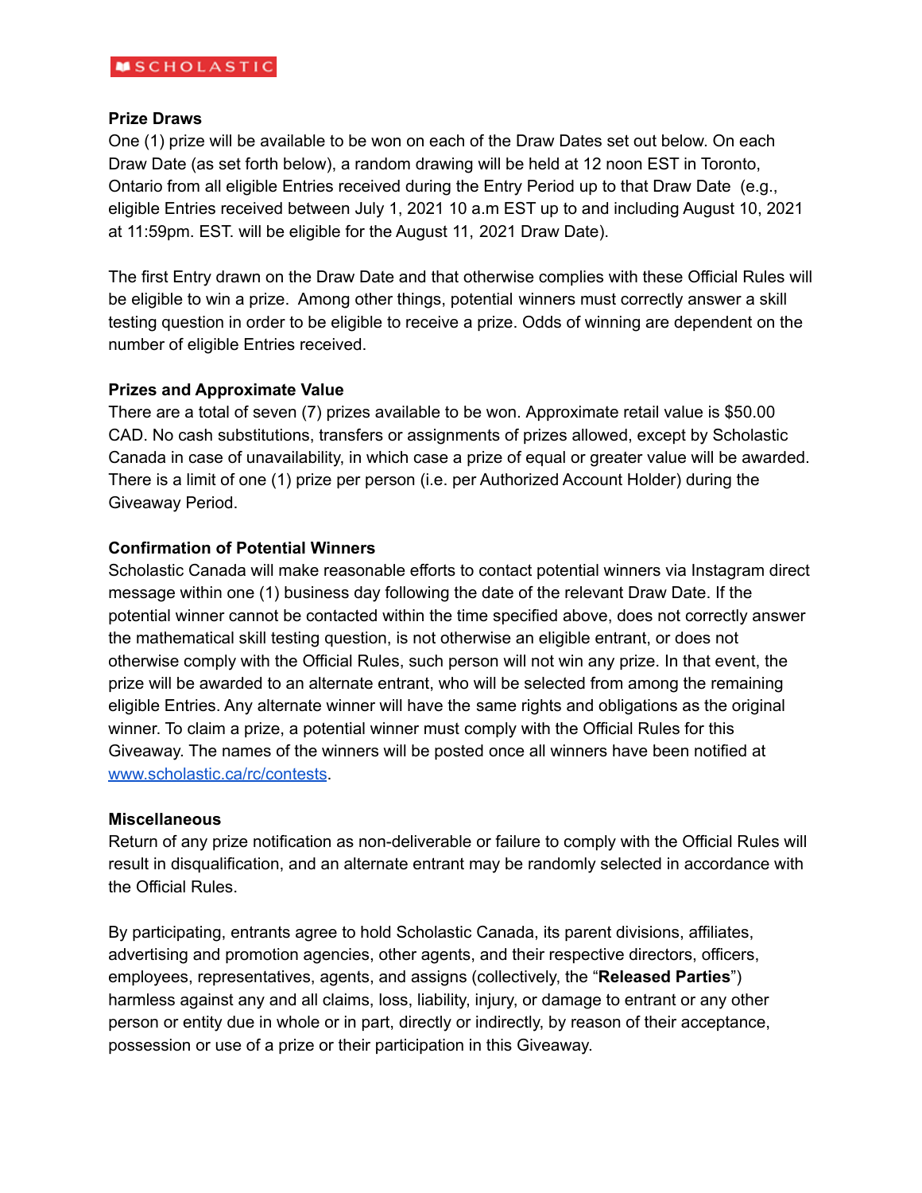**Prize Draws**

One (1) prize will be available to be won on each of the Draw Dates set out below. On each Draw Date (as set forth below), a random drawing will be held at 12 noon EST in Toronto, Ontario from all eligible Entries received during the Entry Period up to that Draw Date (e.g., eligible Entries received between July 1, 2021 10 a.m EST up to and including August 10, 2021 at 11:59pm. EST. will be eligible for the August 11, 2021 Draw Date).

The first Entry drawn on the Draw Date and that otherwise complies with these Official Rules will be eligible to win a prize. Among other things, potential winners must correctly answer a skill testing question in order to be eligible to receive a prize. Odds of winning are dependent on the number of eligible Entries received.

**Prizes and Approximate Value**

There are a total of seven (7) prizes available to be won. Approximate retail value is $50.00 CAD. No cash substitutions, transfers or assignments of prizes allowed, except by Scholastic Canada in case of unavailability, in which case a prize of equal or greater value will be awarded. There is a limit of one (1) prize per person (i.e. per Authorized Account Holder) during the Giveaway Period.

**Confirmation of Potential Winners**

Scholastic Canada will make reasonable efforts to contact potential winners via Instagram direct message within one (1) business day following the date of the relevant Draw Date. If the potential winner cannot be contacted within the time specified above, does not correctly answer the mathematical skill testing question, is not otherwise an eligible entrant, or does not otherwise comply with the Official Rules, such person will not win any prize. In that event, the prize will be awarded to an alternate entrant, who will be selected from among the remaining eligible Entries. Any alternate winner will have the same rights and obligations as the original winner. To claim a prize, a potential winner must comply with the Official Rules for this Giveaway. The names of the winners will be posted once all winners have been notified at www.scholastic.ca/rc/contests.

**Miscellaneous**

Return of any prize notification as non-deliverable or failure to comply with the Official Rules will result in disqualification, and an alternate entrant may be randomly selected in accordance with the Official Rules.

By participating, entrants agree to hold Scholastic Canada, its parent divisions, affiliates, advertising and promotion agencies, other agents, and their respective directors, officers, employees, representatives, agents, and assigns (collectively, the "**Released Parties**") harmless against any and all claims, loss, liability, injury, or damage to entrant or any other person or entity due in whole or in part, directly or indirectly, by reason of their acceptance, possession or use of a prize or their participation in this Giveaway.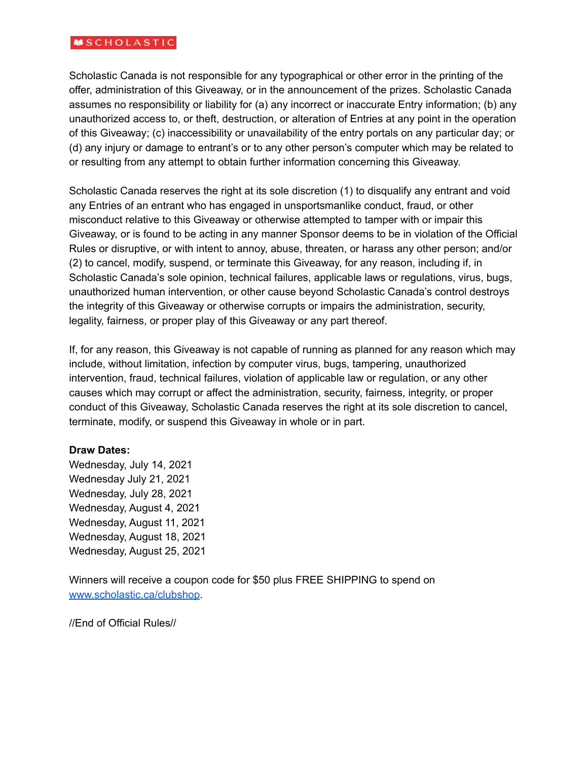Scholastic Canada is not responsible for any typographical or other error in the printing of the offer, administration of this Giveaway, or in the announcement of the prizes. Scholastic Canada assumes no responsibility or liability for (a) any incorrect or inaccurate Entry information; (b) any unauthorized access to, or theft, destruction, or alteration of Entries at any point in the operation of this Giveaway; (c) inaccessibility or unavailability of the entry portals on any particular day; or (d) any injury or damage to entrant's or to any other person's computer which may be related to or resulting from any attempt to obtain further information concerning this Giveaway.

Scholastic Canada reserves the right at its sole discretion (1) to disqualify any entrant and void any Entries of an entrant who has engaged in unsportsmanlike conduct, fraud, or other misconduct relative to this Giveaway or otherwise attempted to tamper with or impair this Giveaway, or is found to be acting in any manner Sponsor deems to be in violation of the Official Rules or disruptive, or with intent to annoy, abuse, threaten, or harass any other person; and/or (2) to cancel, modify, suspend, or terminate this Giveaway, for any reason, including if, in Scholastic Canada's sole opinion, technical failures, applicable laws or regulations, virus, bugs, unauthorized human intervention, or other cause beyond Scholastic Canada's control destroys the integrity of this Giveaway or otherwise corrupts or impairs the administration, security, legality, fairness, or proper play of this Giveaway or any part thereof.

If, for any reason, this Giveaway is not capable of running as planned for any reason which may include, without limitation, infection by computer virus, bugs, tampering, unauthorized intervention, fraud, technical failures, violation of applicable law or regulation, or any other causes which may corrupt or affect the administration, security, fairness, integrity, or proper conduct of this Giveaway, Scholastic Canada reserves the right at its sole discretion to cancel, terminate, modify, or suspend this Giveaway in whole or in part.

**Draw Dates:**
Wednesday, July 14, 2021
Wednesday July 21, 2021
Wednesday, July 28, 2021
Wednesday, August 4, 2021
Wednesday, August 11, 2021
Wednesday, August 18, 2021
Wednesday, August 25, 2021

Winners will receive a coupon code for $50 plus FREE SHIPPING to spend on [www.scholastic.ca/clubshop](http://www.scholastic.ca/clubshop).

//End of Official Rules//